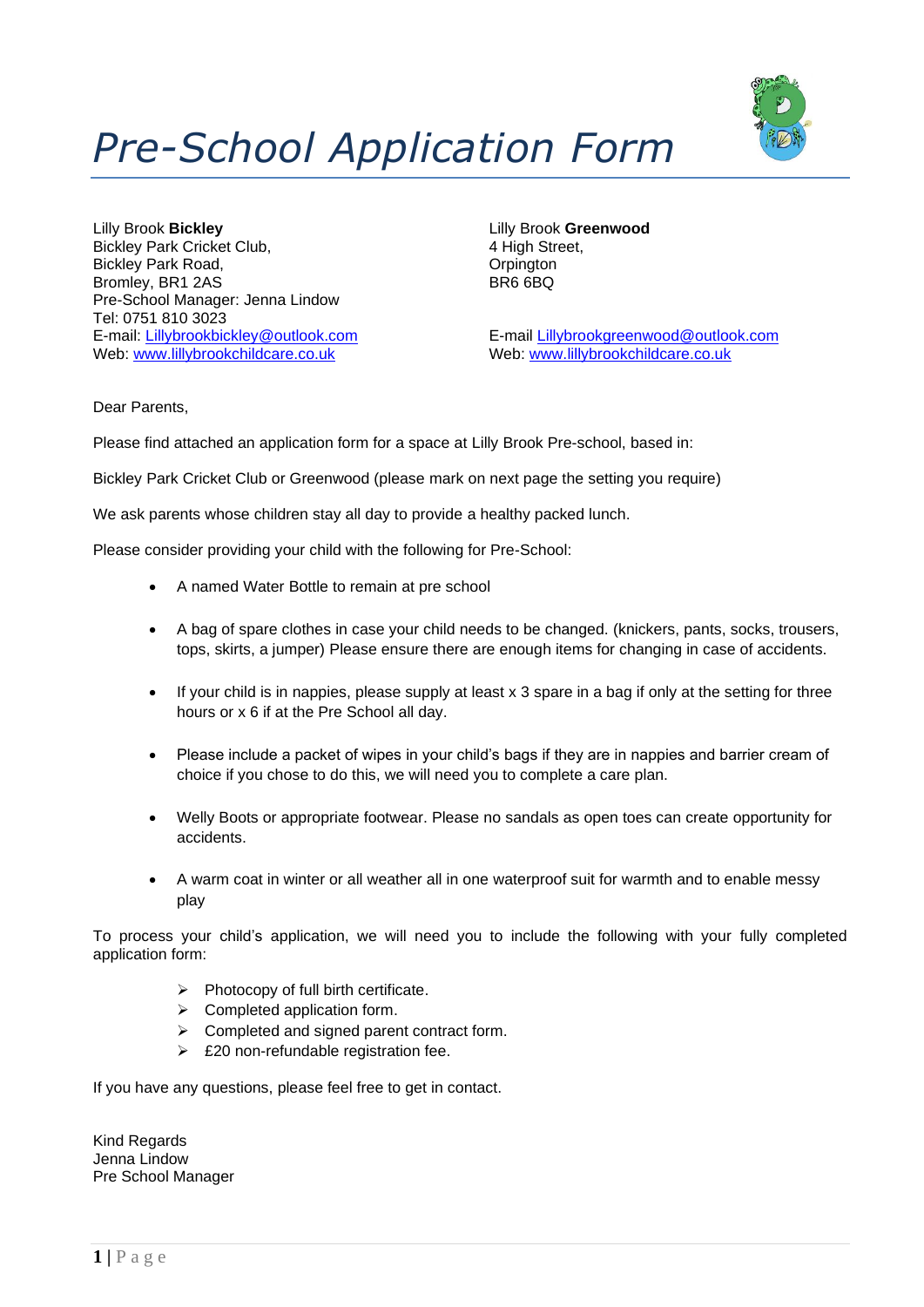# *Pre-School Application Form*

Lilly Brook **Bickley**
Bickley Park Cricket Club,
Bickley Park Road,
Bromley, BR1 2AS
Pre-School Manager: Jenna Lindow
Tel: 0751 810 3023
E-mail: Lillybrookbickley@outlook.com
Web: www.lillybrookchildcare.co.uk

Lilly Brook **Greenwood**
4 High Street,
Orpington
BR6 6BQ

E-mail Lillybrookgreenwood@outlook.com
Web: www.lillybrookchildcare.co.uk

Dear Parents,

Please find attached an application form for a space at Lilly Brook Pre-school, based in:

Bickley Park Cricket Club or Greenwood (please mark on next page the setting you require)

We ask parents whose children stay all day to provide a healthy packed lunch.

Please consider providing your child with the following for Pre-School:

- A named Water Bottle to remain at pre school
- A bag of spare clothes in case your child needs to be changed. (knickers, pants, socks, trousers, tops, skirts, a jumper) Please ensure there are enough items for changing in case of accidents.
- If your child is in nappies, please supply at least x 3 spare in a bag if only at the setting for three hours or x 6 if at the Pre School all day.
- Please include a packet of wipes in your child's bags if they are in nappies and barrier cream of choice if you chose to do this, we will need you to complete a care plan.
- Welly Boots or appropriate footwear. Please no sandals as open toes can create opportunity for accidents.
- A warm coat in winter or all weather all in one waterproof suit for warmth and to enable messy play

To process your child's application, we will need you to include the following with your fully completed application form:

- Photocopy of full birth certificate.
- Completed application form.
- Completed and signed parent contract form.
- £20 non-refundable registration fee.

If you have any questions, please feel free to get in contact.

Kind Regards
Jenna Lindow
Pre School Manager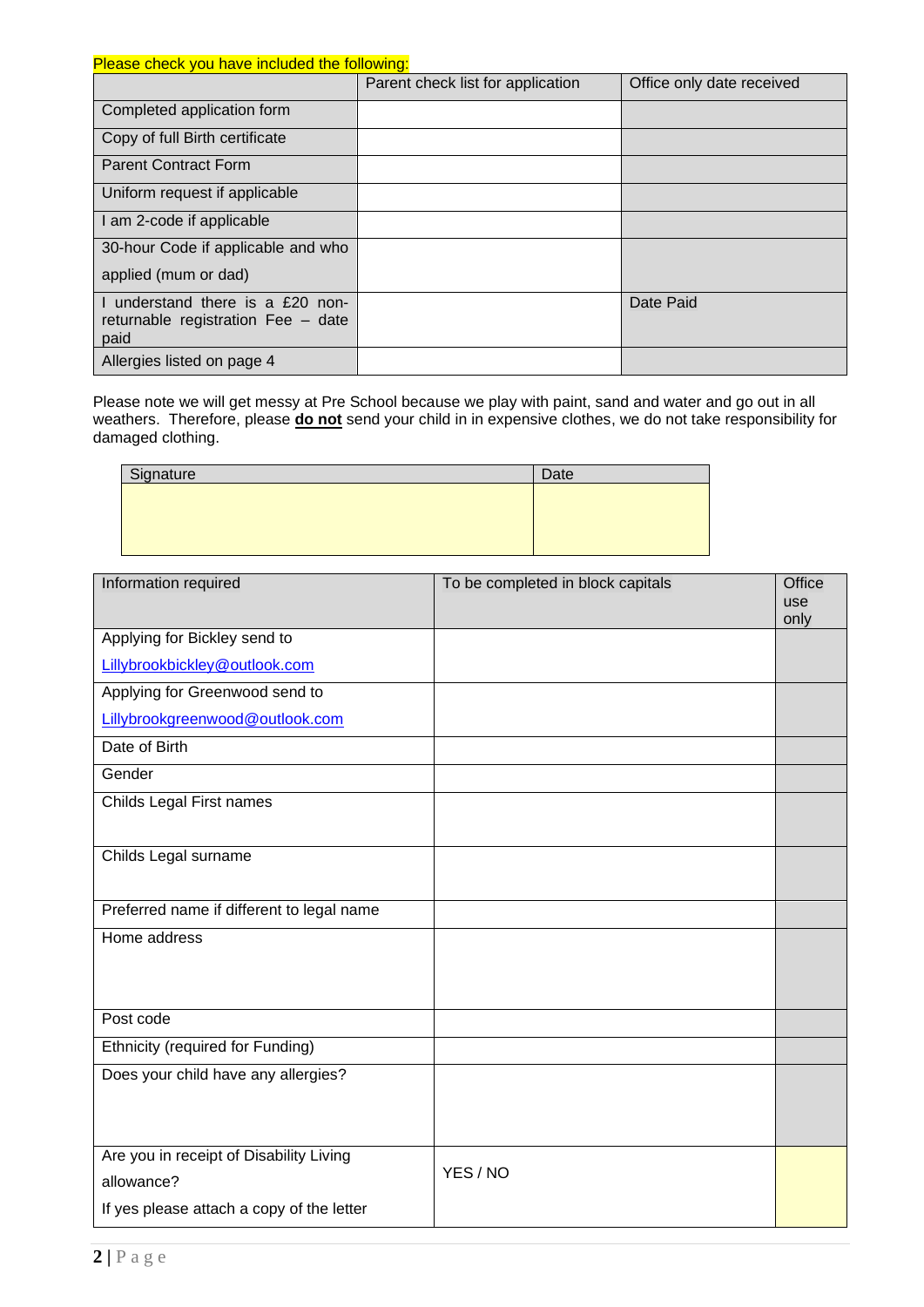Please check you have included the following:

| | Parent check list for application | Office only date received |
|---|---|---|
| Completed application form | | |
| Copy of full Birth certificate | | |
| Parent Contract Form | | |
| Uniform request if applicable | | |
| I am 2-code if applicable | | |
| 30-hour Code if applicable and who applied (mum or dad) | | |
| I understand there is a £20 non-returnable registration Fee – date paid | | Date Paid |
| Allergies listed on page 4 | | |

Please note we will get messy at Pre School because we play with paint, sand and water and go out in all weathers. Therefore, please **do not** send your child in in expensive clothes, we do not take responsibility for damaged clothing.

| Signature | Date |
|---|---|
| | |

| Information required | To be completed in block capitals | Office use only |
|---|---|---|
| Applying for Bickley send to Lillybrookbickley@outlook.com | | |
| Applying for Greenwood send to Lillybrookgreenwood@outlook.com | | |
| Date of Birth | | |
| Gender | | |
| Childs Legal First names | | |
| Childs Legal surname | | |
| Preferred name if different to legal name | | |
| Home address | | |
| Post code | | |
| Ethnicity (required for Funding) | | |
| Does your child have any allergies? | | |
| Are you in receipt of Disability Living allowance? If yes please attach a copy of the letter | YES / NO | |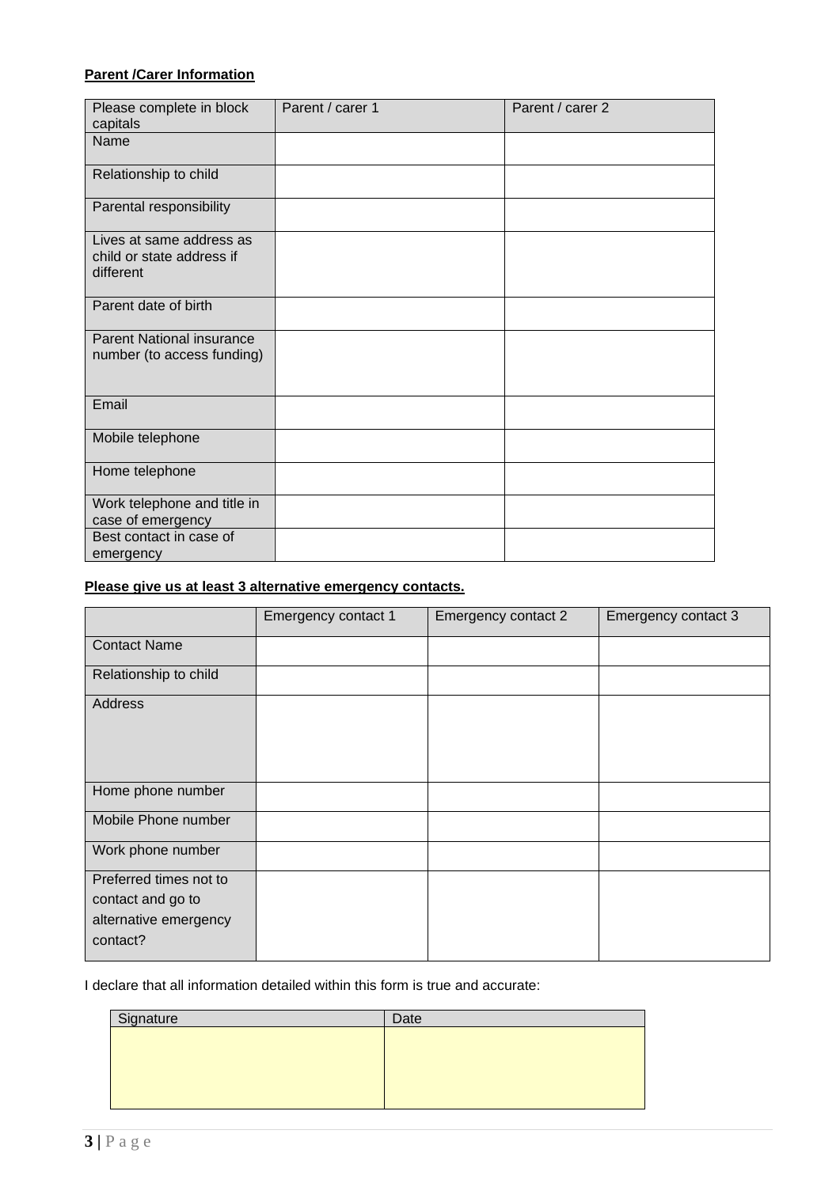**Parent /Carer Information**

| Please complete in block capitals | Parent / carer 1 | Parent / carer 2 |
|---|---|---|
| Name | | |
| Relationship to child | | |
| Parental responsibility | | |
| Lives at same address as child or state address if different | | |
| Parent date of birth | | |
| Parent National insurance number (to access funding) | | |
| Email | | |
| Mobile telephone | | |
| Home telephone | | |
| Work telephone and title in case of emergency | | |
| Best contact in case of emergency | | |

**Please give us at least 3 alternative emergency contacts.**

| | Emergency contact 1 | Emergency contact 2 | Emergency contact 3 |
|---|---|---|---|
| Contact Name | | | |
| Relationship to child | | | |
| Address | | | |
| Home phone number | | | |
| Mobile Phone number | | | |
| Work phone number | | | |
| Preferred times not to contact and go to alternative emergency contact? | | | |

I declare that all information detailed within this form is true and accurate:

| Signature | Date |
|---|---|
| | |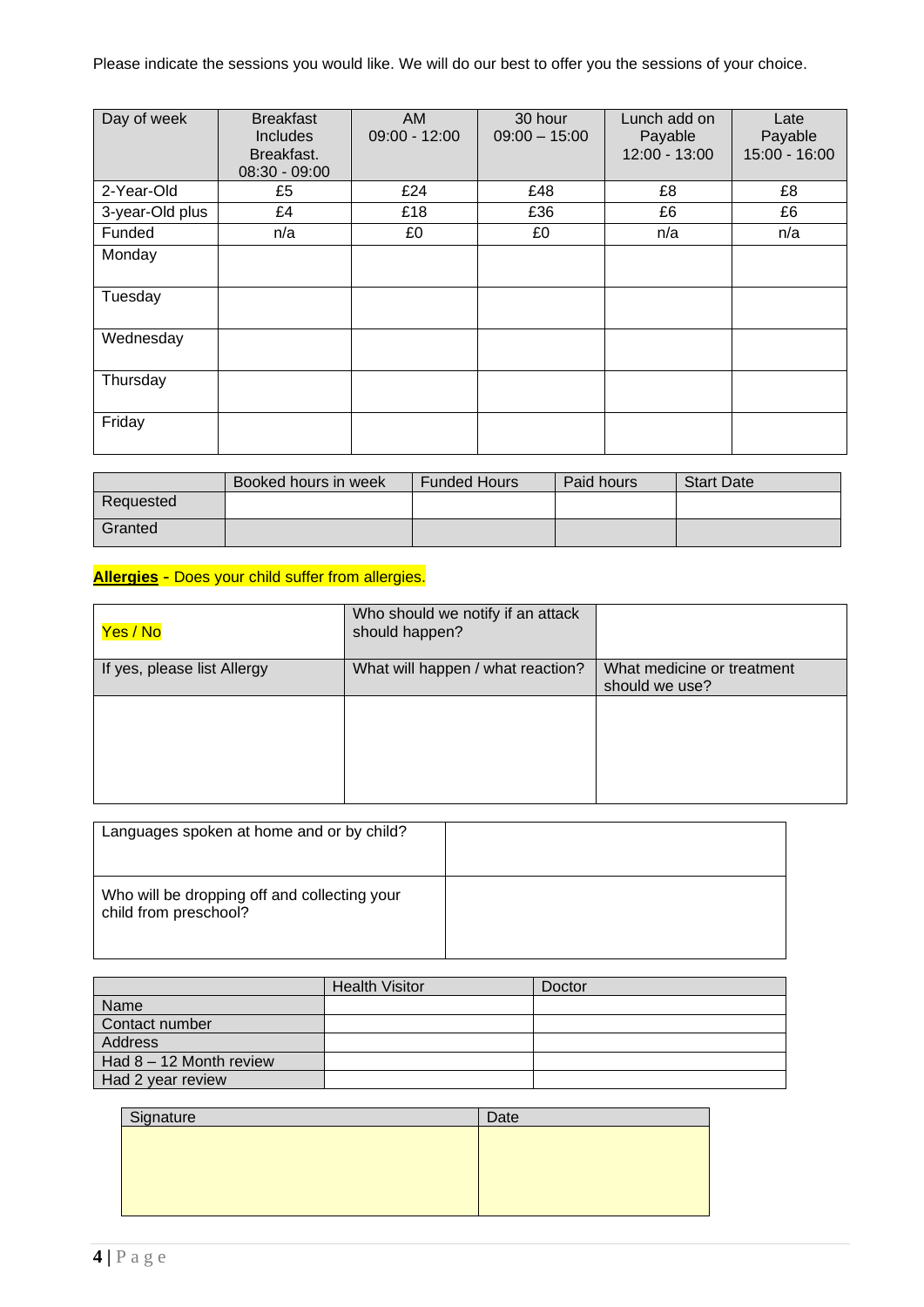Please indicate the sessions you would like. We will do our best to offer you the sessions of your choice.

| Day of week | Breakfast Includes Breakfast. 08:30 - 09:00 | AM 09:00 - 12:00 | 30 hour 09:00 – 15:00 | Lunch add on Payable 12:00 - 13:00 | Late Payable 15:00 - 16:00 |
|---|---|---|---|---|---|
| 2-Year-Old | £5 | £24 | £48 | £8 | £8 |
| 3-year-Old plus | £4 | £18 | £36 | £6 | £6 |
| Funded | n/a | £0 | £0 | n/a | n/a |
| Monday | | | | | |
| Tuesday | | | | | |
| Wednesday | | | | | |
| Thursday | | | | | |
| Friday | | | | | |

| | Booked hours in week | Funded Hours | Paid hours | Start Date |
|---|---|---|---|---|
| Requested | | | | |
| Granted | | | | |

**Allergies** - Does your child suffer from allergies.

| Yes / No | Who should we notify if an attack should happen? | |
|---|---|---|
| If yes, please list Allergy | What will happen / what reaction? | What medicine or treatment should we use? |
| | | |

| Languages spoken at home and or by child? | |
|---|---|
| Who will be dropping off and collecting your child from preschool? | |

| | Health Visitor | Doctor |
|---|---|---|
| Name | | |
| Contact number | | |
| Address | | |
| Had 8 – 12 Month review | | |
| Had 2 year review | | |

| Signature | Date |
|---|---|
| | |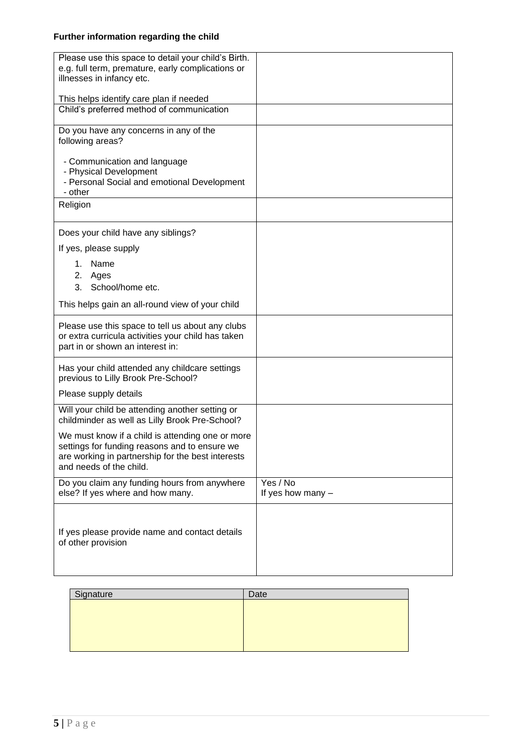**Further information regarding the child**

| | |
|---|---|
| Please use this space to detail your child's Birth. e.g. full term, premature, early complications or illnesses in infancy etc.<br><br>This helps identify care plan if needed | |
| Child's preferred method of communication | |
| Do you have any concerns in any of the following areas?<br><br>- Communication and language<br>- Physical Development<br>- Personal Social and emotional Development<br>- other | |
| Religion | |
| Does your child have any siblings?<br>If yes, please supply<br>1. Name<br>2. Ages<br>3. School/home etc.<br>This helps gain an all-round view of your child | |
| Please use this space to tell us about any clubs or extra curricula activities your child has taken part in or shown an interest in: | |
| Has your child attended any childcare settings previous to Lilly Brook Pre-School?<br>Please supply details | |
| Will your child be attending another setting or childminder as well as Lilly Brook Pre-School?<br>We must know if a child is attending one or more settings for funding reasons and to ensure we are working in partnership for the best interests and needs of the child. | |
| Do you claim any funding hours from anywhere else? If yes where and how many. | Yes / No<br>If yes how many – |
| If yes please provide name and contact details of other provision | |

| Signature | Date |
|---|---|
| | |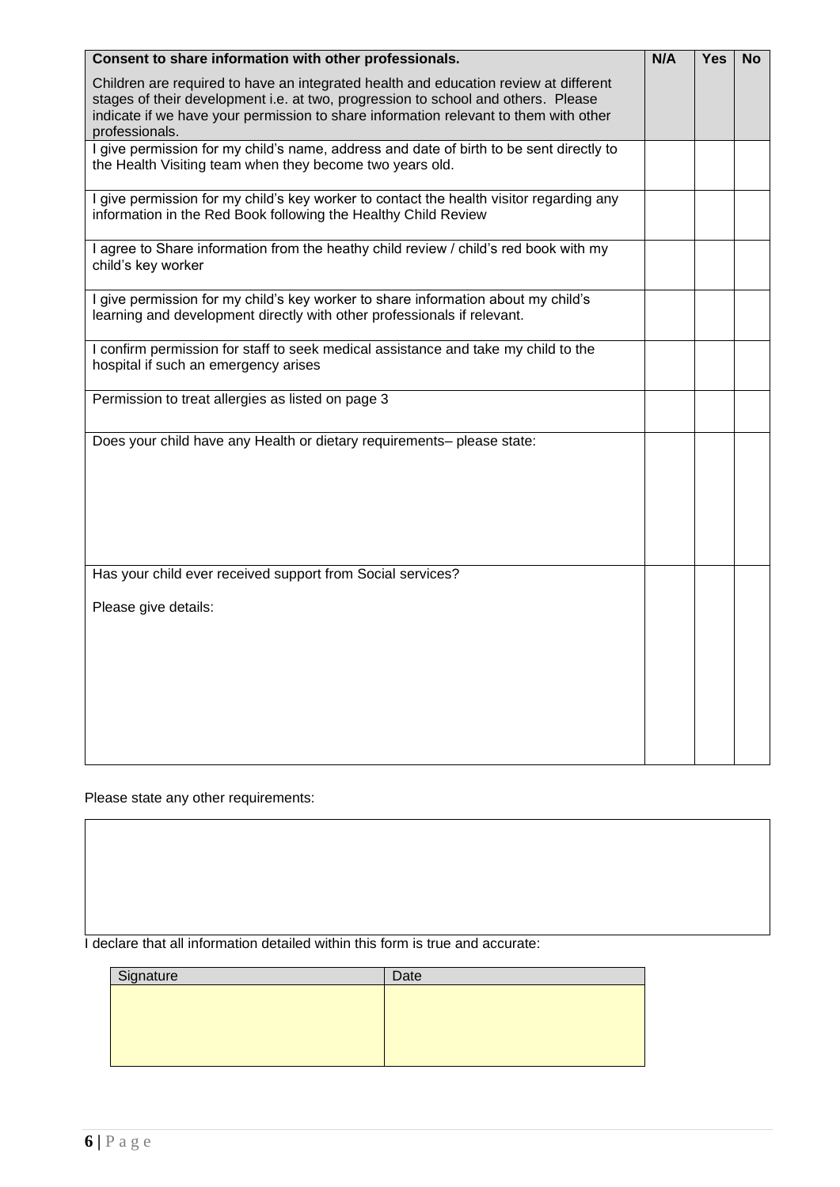| Consent to share information with other professionals.<br><br>Children are required to have an integrated health and education review at different stages of their development i.e. at two, progression to school and others. Please indicate if we have your permission to share information relevant to them with other professionals. | N/A | Yes | No |
|---|---|---|---|
| I give permission for my child's name, address and date of birth to be sent directly to the Health Visiting team when they become two years old. | | | |
| I give permission for my child's key worker to contact the health visitor regarding any information in the Red Book following the Healthy Child Review | | | |
| I agree to Share information from the heathy child review / child's red book with my child's key worker | | | |
| I give permission for my child's key worker to share information about my child's learning and development directly with other professionals if relevant. | | | |
| I confirm permission for staff to seek medical assistance and take my child to the hospital if such an emergency arises | | | |
| Permission to treat allergies as listed on page 3 | | | |
| Does your child have any Health or dietary requirements– please state: | | | |
| Has your child ever received support from Social services?<br><br>Please give details: | | | |

Please state any other requirements:

| |
|---|
| |

I declare that all information detailed within this form is true and accurate:

| Signature | Date |
|---|---|
| | |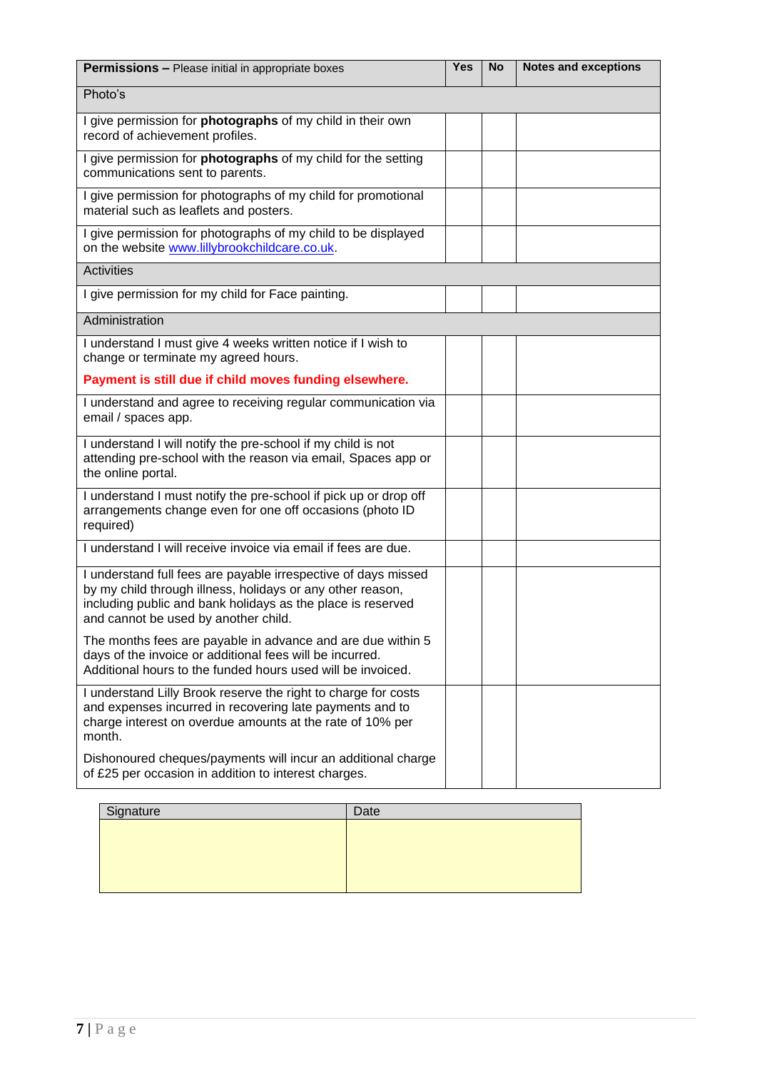| **Permissions –** Please initial in appropriate boxes | **Yes** | **No** | **Notes and exceptions** |
|---|---|---|---|
| Photo's | | | |
| I give permission for **photographs** of my child in their own record of achievement profiles. | | | |
| I give permission for **photographs** of my child for the setting communications sent to parents. | | | |
| I give permission for photographs of my child for promotional material such as leaflets and posters. | | | |
| I give permission for photographs of my child to be displayed on the website www.lillybrookchildcare.co.uk. | | | |
| Activities | | | |
| I give permission for my child for Face painting. | | | |
| Administration | | | |
| I understand I must give 4 weeks written notice if I wish to change or terminate my agreed hours. **Payment is still due if child moves funding elsewhere.** | | | |
| I understand and agree to receiving regular communication via email / spaces app. | | | |
| I understand I will notify the pre-school if my child is not attending pre-school with the reason via email, Spaces app or the online portal. | | | |
| I understand I must notify the pre-school if pick up or drop off arrangements change even for one off occasions (photo ID required) | | | |
| I understand I will receive invoice via email if fees are due. | | | |
| I understand full fees are payable irrespective of days missed by my child through illness, holidays or any other reason, including public and bank holidays as the place is reserved and cannot be used by another child. The months fees are payable in advance and are due within 5 days of the invoice or additional fees will be incurred. Additional hours to the funded hours used will be invoiced. | | | |
| I understand Lilly Brook reserve the right to charge for costs and expenses incurred in recovering late payments and to charge interest on overdue amounts at the rate of 10% per month. Dishonoured cheques/payments will incur an additional charge of £25 per occasion in addition to interest charges. | | | |

| Signature | Date |
|---|---|
| | |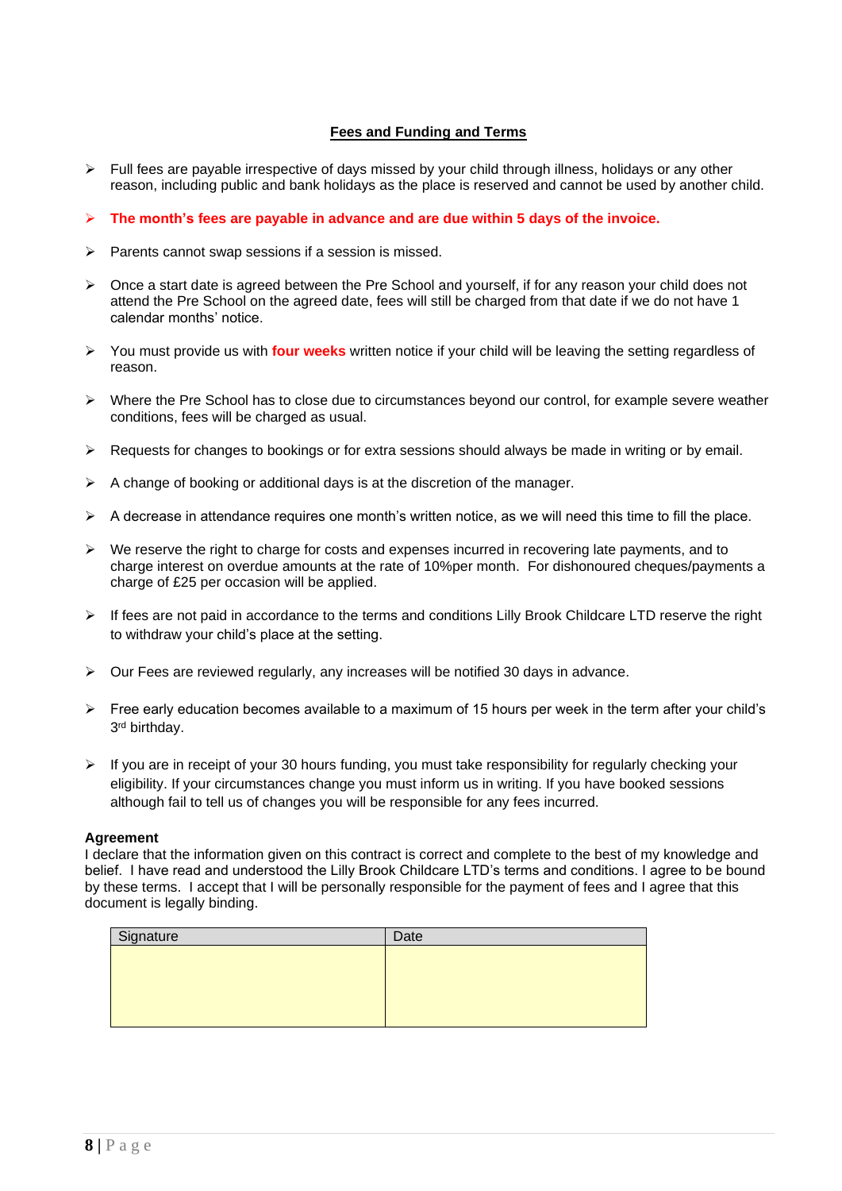## Fees and Funding and Terms

- Full fees are payable irrespective of days missed by your child through illness, holidays or any other reason, including public and bank holidays as the place is reserved and cannot be used by another child.
- **The month's fees are payable in advance and are due within 5 days of the invoice.**
- Parents cannot swap sessions if a session is missed.
- Once a start date is agreed between the Pre School and yourself, if for any reason your child does not attend the Pre School on the agreed date, fees will still be charged from that date if we do not have 1 calendar months' notice.
- You must provide us with **four weeks** written notice if your child will be leaving the setting regardless of reason.
- Where the Pre School has to close due to circumstances beyond our control, for example severe weather conditions, fees will be charged as usual.
- Requests for changes to bookings or for extra sessions should always be made in writing or by email.
- A change of booking or additional days is at the discretion of the manager.
- A decrease in attendance requires one month's written notice, as we will need this time to fill the place.
- We reserve the right to charge for costs and expenses incurred in recovering late payments, and to charge interest on overdue amounts at the rate of 10%per month. For dishonoured cheques/payments a charge of £25 per occasion will be applied.
- If fees are not paid in accordance to the terms and conditions Lilly Brook Childcare LTD reserve the right to withdraw your child's place at the setting.
- Our Fees are reviewed regularly, any increases will be notified 30 days in advance.
- Free early education becomes available to a maximum of 15 hours per week in the term after your child's 3rd birthday.
- If you are in receipt of your 30 hours funding, you must take responsibility for regularly checking your eligibility. If your circumstances change you must inform us in writing. If you have booked sessions although fail to tell us of changes you will be responsible for any fees incurred.

**Agreement**

I declare that the information given on this contract is correct and complete to the best of my knowledge and belief. I have read and understood the Lilly Brook Childcare LTD's terms and conditions. I agree to be bound by these terms. I accept that I will be personally responsible for the payment of fees and I agree that this document is legally binding.

| Signature | Date |
|---|---|
| | |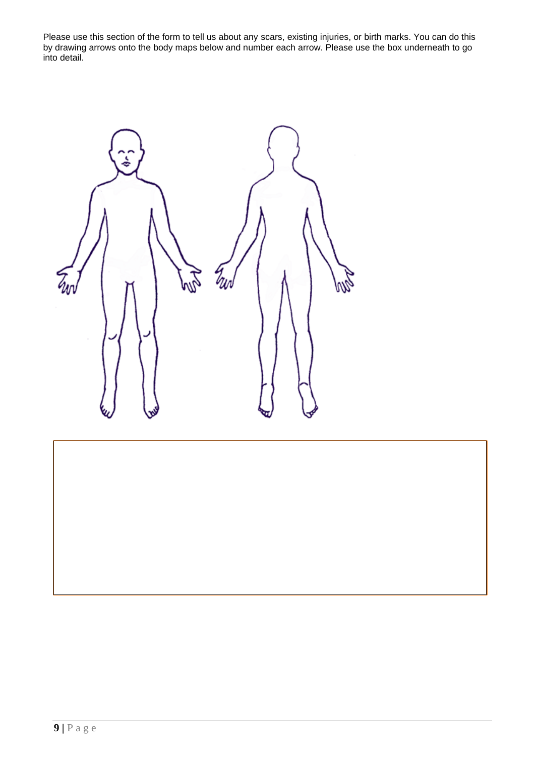Please use this section of the form to tell us about any scars, existing injuries, or birth marks. You can do this by drawing arrows onto the body maps below and number each arrow. Please use the box underneath to go into detail.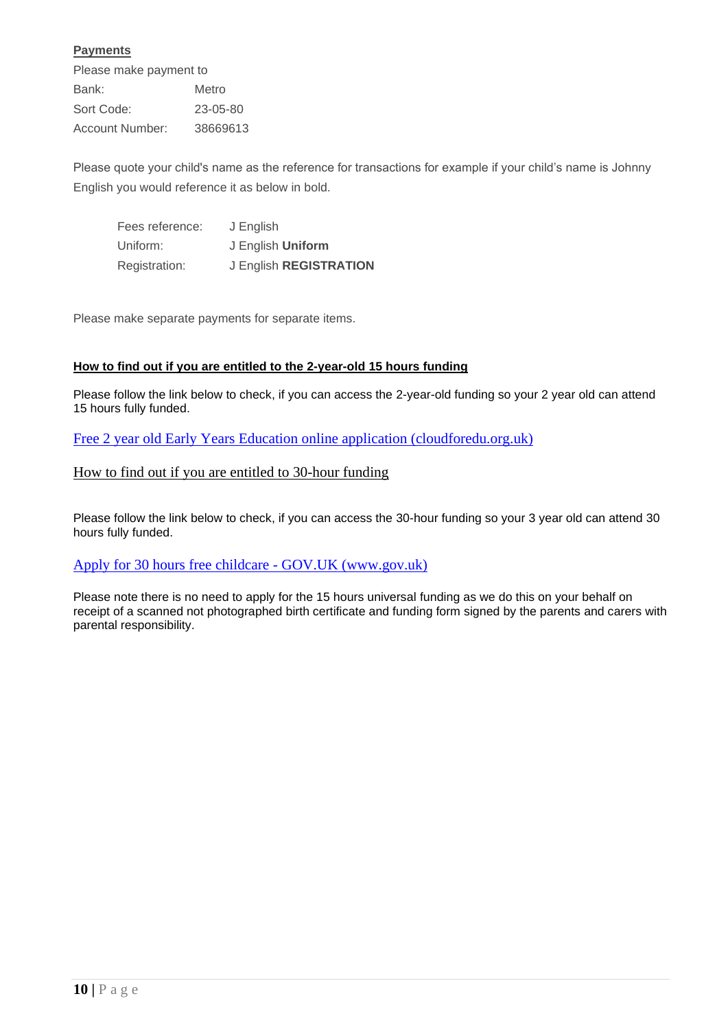**Payments**

Please make payment to

| | |
|---|---|
| Bank: | Metro |
| Sort Code: | 23-05-80 |
| Account Number: | 38669613 |

Please quote your child's name as the reference for transactions for example if your child's name is Johnny English you would reference it as below in bold.

| | |
|---|---|
| Fees reference: | J English |
| Uniform: | J English **Uniform** |
| Registration: | J English **REGISTRATION** |

Please make separate payments for separate items.

**How to find out if you are entitled to the 2-year-old 15 hours funding**

Please follow the link below to check, if you can access the 2-year-old funding so your 2 year old can attend 15 hours fully funded.

Free 2 year old Early Years Education online application (cloudforedu.org.uk)

How to find out if you are entitled to 30-hour funding

Please follow the link below to check, if you can access the 30-hour funding so your 3 year old can attend 30 hours fully funded.

Apply for 30 hours free childcare - GOV.UK (www.gov.uk)

Please note there is no need to apply for the 15 hours universal funding as we do this on your behalf on receipt of a scanned not photographed birth certificate and funding form signed by the parents and carers with parental responsibility.